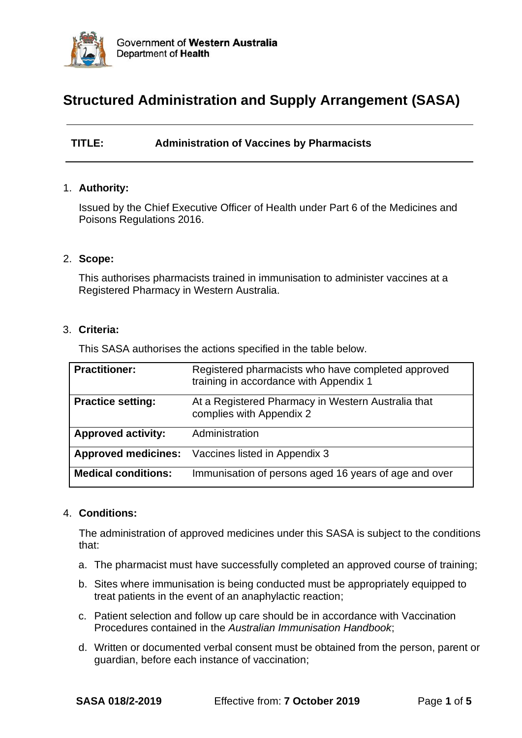Government of **Western Australia**
Department of **Health**

# Structured Administration and Supply Arrangement (SASA)

**TITLE:** **Administration of Vaccines by Pharmacists**

1. **Authority:**

   Issued by the Chief Executive Officer of Health under Part 6 of the Medicines and Poisons Regulations 2016.

2. **Scope:**

   This authorises pharmacists trained in immunisation to administer vaccines at a Registered Pharmacy in Western Australia.

3. **Criteria:**

   This SASA authorises the actions specified in the table below.

| | |
|---|---|
| **Practitioner:** | Registered pharmacists who have completed approved training in accordance with Appendix 1 |
| **Practice setting:** | At a Registered Pharmacy in Western Australia that complies with Appendix 2 |
| **Approved activity:** | Administration |
| **Approved medicines:** | Vaccines listed in Appendix 3 |
| **Medical conditions:** | Immunisation of persons aged 16 years of age and over |

4. **Conditions:**

   The administration of approved medicines under this SASA is subject to the conditions that:

   a. The pharmacist must have successfully completed an approved course of training;

   b. Sites where immunisation is being conducted must be appropriately equipped to treat patients in the event of an anaphylactic reaction;

   c. Patient selection and follow up care should be in accordance with Vaccination Procedures contained in the *Australian Immunisation Handbook*;

   d. Written or documented verbal consent must be obtained from the person, parent or guardian, before each instance of vaccination;

**SASA 018/2-2019** Effective from: **7 October 2019**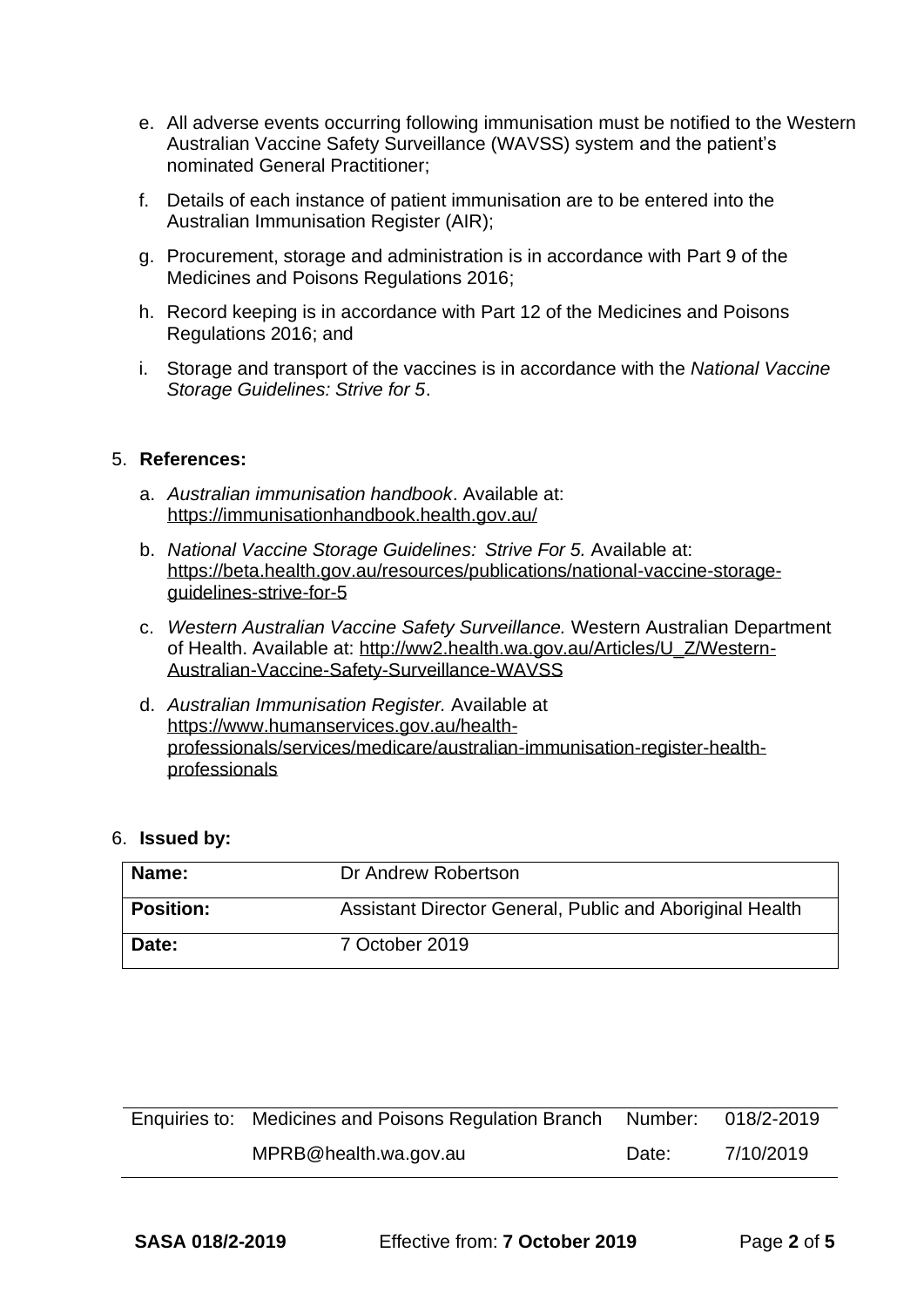e. All adverse events occurring following immunisation must be notified to the Western Australian Vaccine Safety Surveillance (WAVSS) system and the patient's nominated General Practitioner;

f. Details of each instance of patient immunisation are to be entered into the Australian Immunisation Register (AIR);

g. Procurement, storage and administration is in accordance with Part 9 of the Medicines and Poisons Regulations 2016;

h. Record keeping is in accordance with Part 12 of the Medicines and Poisons Regulations 2016; and

i. Storage and transport of the vaccines is in accordance with the *National Vaccine Storage Guidelines: Strive for 5*.

5. **References:**

   a. *Australian immunisation handbook*. Available at: https://immunisationhandbook.health.gov.au/

   b. *National Vaccine Storage Guidelines: Strive For 5.* Available at: https://beta.health.gov.au/resources/publications/national-vaccine-storage-guidelines-strive-for-5

   c. *Western Australian Vaccine Safety Surveillance.* Western Australian Department of Health. Available at: http://ww2.health.wa.gov.au/Articles/U_Z/Western-Australian-Vaccine-Safety-Surveillance-WAVSS

   d. *Australian Immunisation Register.* Available at https://www.humanservices.gov.au/health-professionals/services/medicare/australian-immunisation-register-health-professionals

6. **Issued by:**

| **Name:** | Dr Andrew Robertson |
|---|---|
| **Position:** | Assistant Director General, Public and Aboriginal Health |
| **Date:** | 7 October 2019 |

| Enquiries to: | Medicines and Poisons Regulation Branch | Number: | 018/2-2019 |
|---|---|---|---|
| | MPRB@health.wa.gov.au | Date: | 7/10/2019 |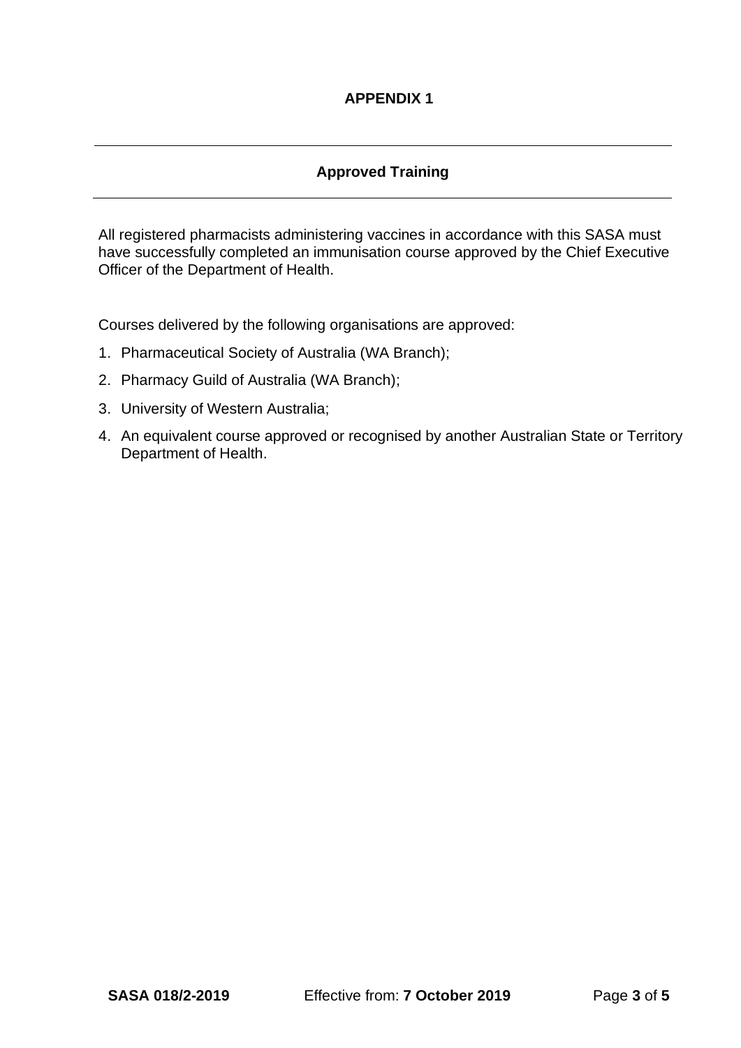# APPENDIX 1

## Approved Training

All registered pharmacists administering vaccines in accordance with this SASA must have successfully completed an immunisation course approved by the Chief Executive Officer of the Department of Health.

Courses delivered by the following organisations are approved:

1. Pharmaceutical Society of Australia (WA Branch);
2. Pharmacy Guild of Australia (WA Branch);
3. University of Western Australia;
4. An equivalent course approved or recognised by another Australian State or Territory Department of Health.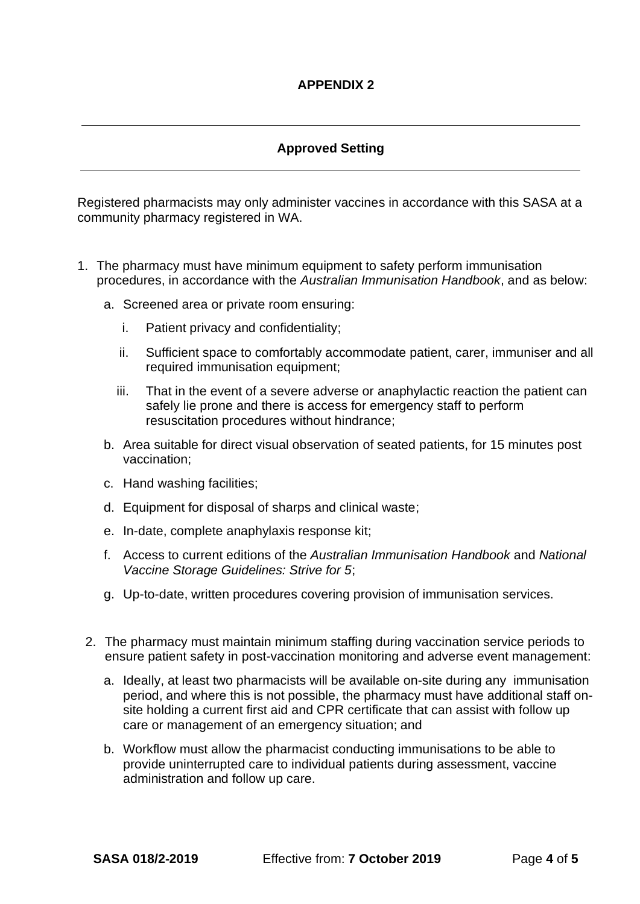# APPENDIX 2

## Approved Setting

Registered pharmacists may only administer vaccines in accordance with this SASA at a community pharmacy registered in WA.

1. The pharmacy must have minimum equipment to safety perform immunisation procedures, in accordance with the *Australian Immunisation Handbook*, and as below:
   a. Screened area or private room ensuring:
      i. Patient privacy and confidentiality;
      ii. Sufficient space to comfortably accommodate patient, carer, immuniser and all required immunisation equipment;
      iii. That in the event of a severe adverse or anaphylactic reaction the patient can safely lie prone and there is access for emergency staff to perform resuscitation procedures without hindrance;
   b. Area suitable for direct visual observation of seated patients, for 15 minutes post vaccination;
   c. Hand washing facilities;
   d. Equipment for disposal of sharps and clinical waste;
   e. In-date, complete anaphylaxis response kit;
   f. Access to current editions of the *Australian Immunisation Handbook* and *National Vaccine Storage Guidelines: Strive for 5*;
   g. Up-to-date, written procedures covering provision of immunisation services.

2. The pharmacy must maintain minimum staffing during vaccination service periods to ensure patient safety in post-vaccination monitoring and adverse event management:
   a. Ideally, at least two pharmacists will be available on-site during any immunisation period, and where this is not possible, the pharmacy must have additional staff on-site holding a current first aid and CPR certificate that can assist with follow up care or management of an emergency situation; and
   b. Workflow must allow the pharmacist conducting immunisations to be able to provide uninterrupted care to individual patients during assessment, vaccine administration and follow up care.

**SASA 018/2-2019** Effective from: **7 October 2019**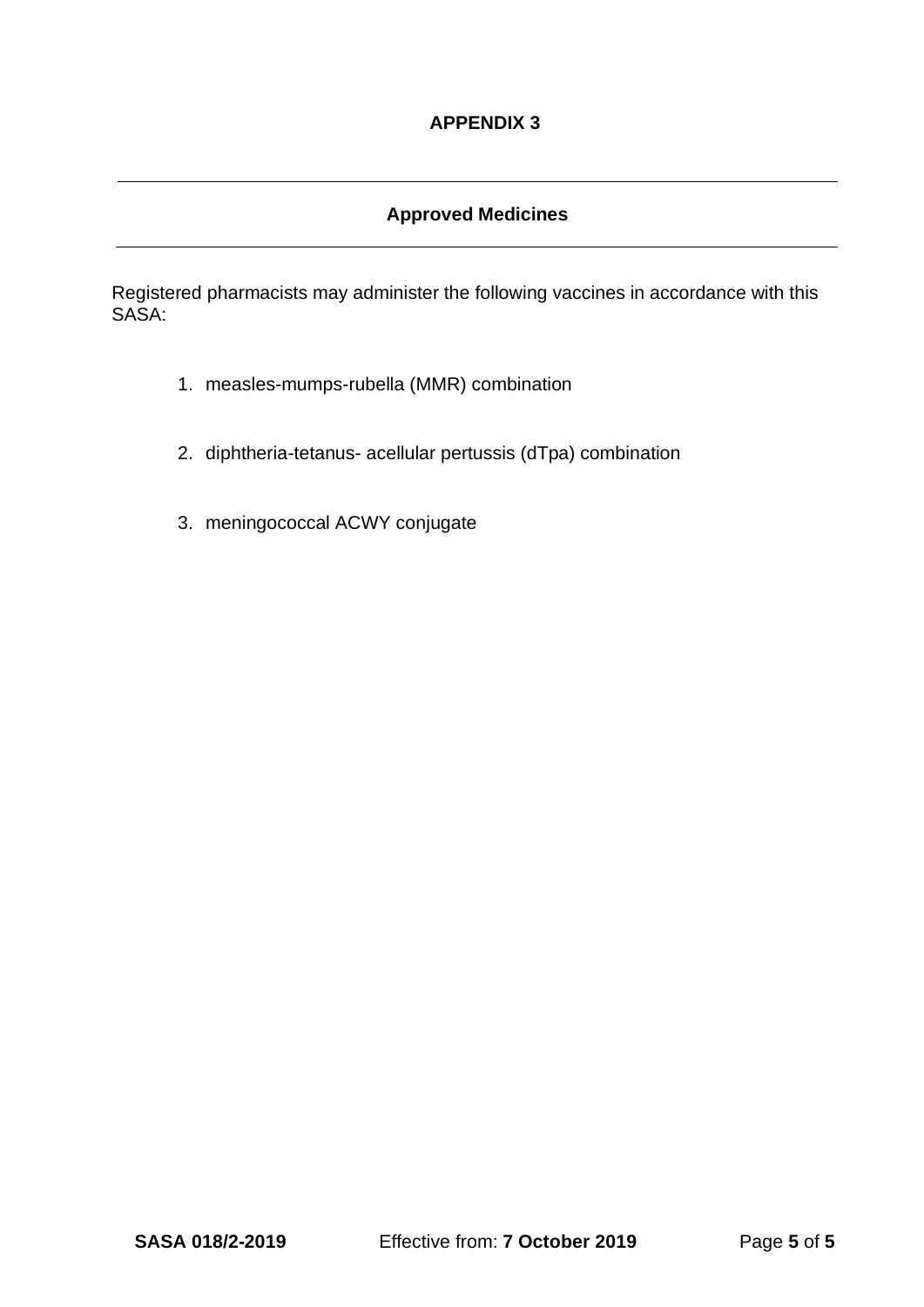# APPENDIX 3

## Approved Medicines

Registered pharmacists may administer the following vaccines in accordance with this SASA:

1. measles-mumps-rubella (MMR) combination
2. diphtheria-tetanus- acellular pertussis (dTpa) combination
3. meningococcal ACWY conjugate